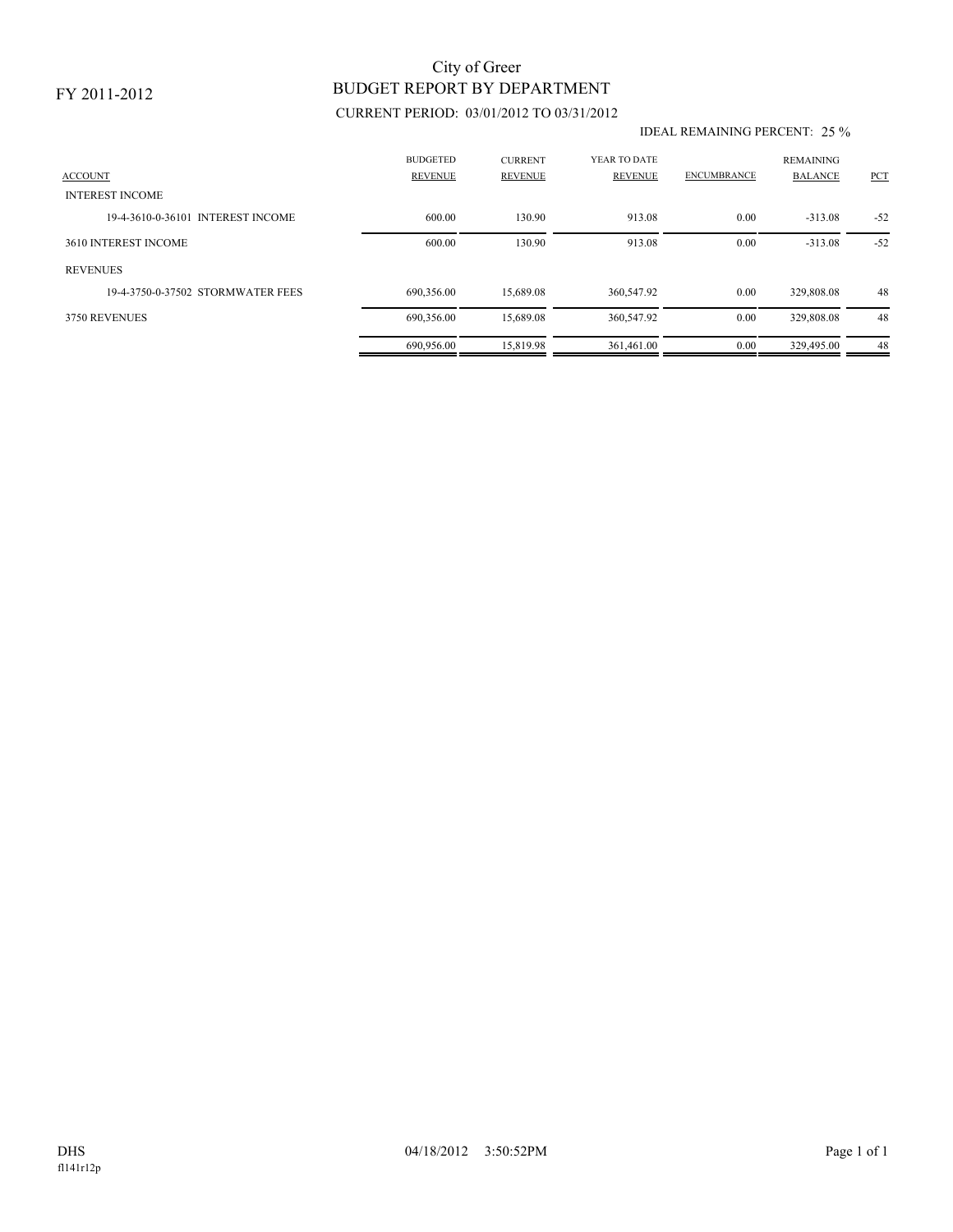FY 2011-2012

# City of Greer
## BUDGET REPORT BY DEPARTMENT

CURRENT PERIOD: 03/01/2012 TO 03/31/2012

IDEAL REMAINING PERCENT: 25 %

| ACCOUNT | BUDGETED REVENUE | CURRENT REVENUE | YEAR TO DATE REVENUE | ENCUMBRANCE | REMAINING BALANCE | PCT |
|---|---|---|---|---|---|---|
| INTEREST INCOME | | | | | | |
| 19-4-3610-0-36101 INTEREST INCOME | 600.00 | 130.90 | 913.08 | 0.00 | -313.08 | -52 |
| 3610 INTEREST INCOME | 600.00 | 130.90 | 913.08 | 0.00 | -313.08 | -52 |
| REVENUES | | | | | | |
| 19-4-3750-0-37502 STORMWATER FEES | 690,356.00 | 15,689.08 | 360,547.92 | 0.00 | 329,808.08 | 48 |
| 3750 REVENUES | 690,356.00 | 15,689.08 | 360,547.92 | 0.00 | 329,808.08 | 48 |
| | 690,956.00 | 15,819.98 | 361,461.00 | 0.00 | 329,495.00 | 48 |

DHS
fl141r12p

04/18/2012 3:50:52PM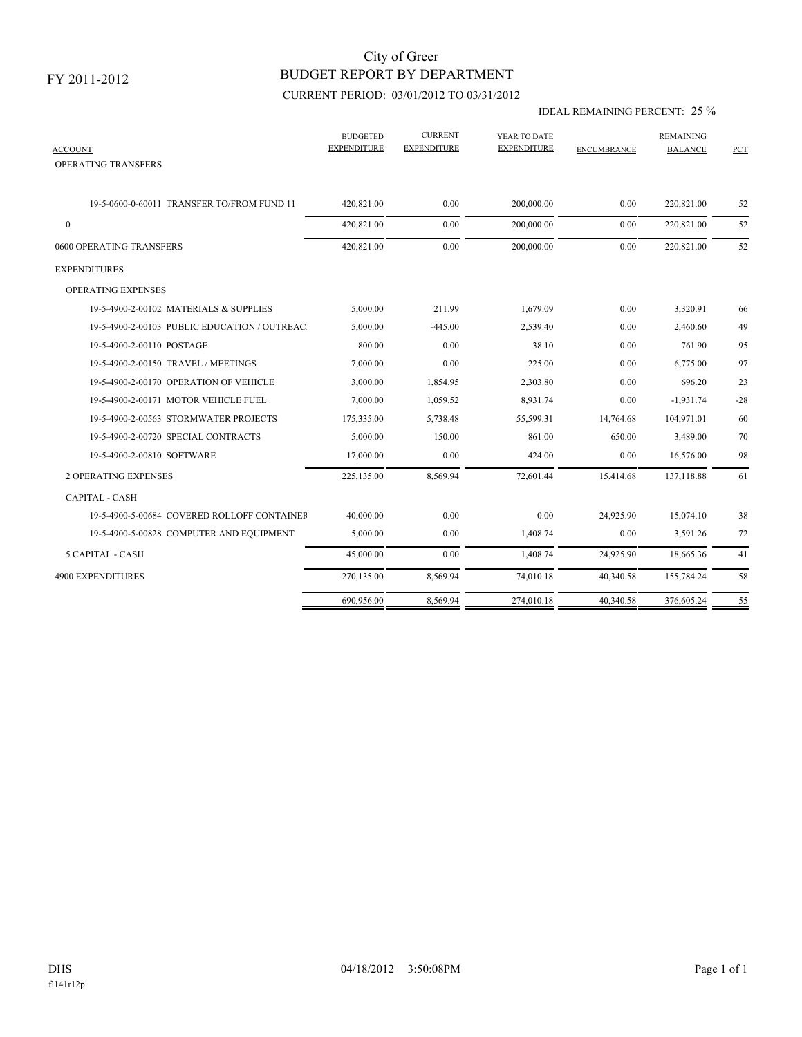FY 2011-2012

# City of Greer
## BUDGET REPORT BY DEPARTMENT
### CURRENT PERIOD: 03/01/2012 TO 03/31/2012

IDEAL REMAINING PERCENT: 25 %

| ACCOUNT | BUDGETED EXPENDITURE | CURRENT EXPENDITURE | YEAR TO DATE EXPENDITURE | ENCUMBRANCE | REMAINING BALANCE | PCT |
|---|---|---|---|---|---|---|
| OPERATING TRANSFERS | | | | | | |
| 19-5-0600-0-60011 TRANSFER TO/FROM FUND 11 | 420,821.00 | 0.00 | 200,000.00 | 0.00 | 220,821.00 | 52 |
| 0 | 420,821.00 | 0.00 | 200,000.00 | 0.00 | 220,821.00 | 52 |
| 0600 OPERATING TRANSFERS | 420,821.00 | 0.00 | 200,000.00 | 0.00 | 220,821.00 | 52 |
| EXPENDITURES | | | | | | |
| OPERATING EXPENSES | | | | | | |
| 19-5-4900-2-00102 MATERIALS & SUPPLIES | 5,000.00 | 211.99 | 1,679.09 | 0.00 | 3,320.91 | 66 |
| 19-5-4900-2-00103 PUBLIC EDUCATION / OUTREAC | 5,000.00 | -445.00 | 2,539.40 | 0.00 | 2,460.60 | 49 |
| 19-5-4900-2-00110 POSTAGE | 800.00 | 0.00 | 38.10 | 0.00 | 761.90 | 95 |
| 19-5-4900-2-00150 TRAVEL / MEETINGS | 7,000.00 | 0.00 | 225.00 | 0.00 | 6,775.00 | 97 |
| 19-5-4900-2-00170 OPERATION OF VEHICLE | 3,000.00 | 1,854.95 | 2,303.80 | 0.00 | 696.20 | 23 |
| 19-5-4900-2-00171 MOTOR VEHICLE FUEL | 7,000.00 | 1,059.52 | 8,931.74 | 0.00 | -1,931.74 | -28 |
| 19-5-4900-2-00563 STORMWATER PROJECTS | 175,335.00 | 5,738.48 | 55,599.31 | 14,764.68 | 104,971.01 | 60 |
| 19-5-4900-2-00720 SPECIAL CONTRACTS | 5,000.00 | 150.00 | 861.00 | 650.00 | 3,489.00 | 70 |
| 19-5-4900-2-00810 SOFTWARE | 17,000.00 | 0.00 | 424.00 | 0.00 | 16,576.00 | 98 |
| 2 OPERATING EXPENSES | 225,135.00 | 8,569.94 | 72,601.44 | 15,414.68 | 137,118.88 | 61 |
| CAPITAL - CASH | | | | | | |
| 19-5-4900-5-00684 COVERED ROLLOFF CONTAINER | 40,000.00 | 0.00 | 0.00 | 24,925.90 | 15,074.10 | 38 |
| 19-5-4900-5-00828 COMPUTER AND EQUIPMENT | 5,000.00 | 0.00 | 1,408.74 | 0.00 | 3,591.26 | 72 |
| 5 CAPITAL - CASH | 45,000.00 | 0.00 | 1,408.74 | 24,925.90 | 18,665.36 | 41 |
| 4900 EXPENDITURES | 270,135.00 | 8,569.94 | 74,010.18 | 40,340.58 | 155,784.24 | 58 |
| | 690,956.00 | 8,569.94 | 274,010.18 | 40,340.58 | 376,605.24 | 55 |

DHS 04/18/2012 3:50:08PM

fl141r12p